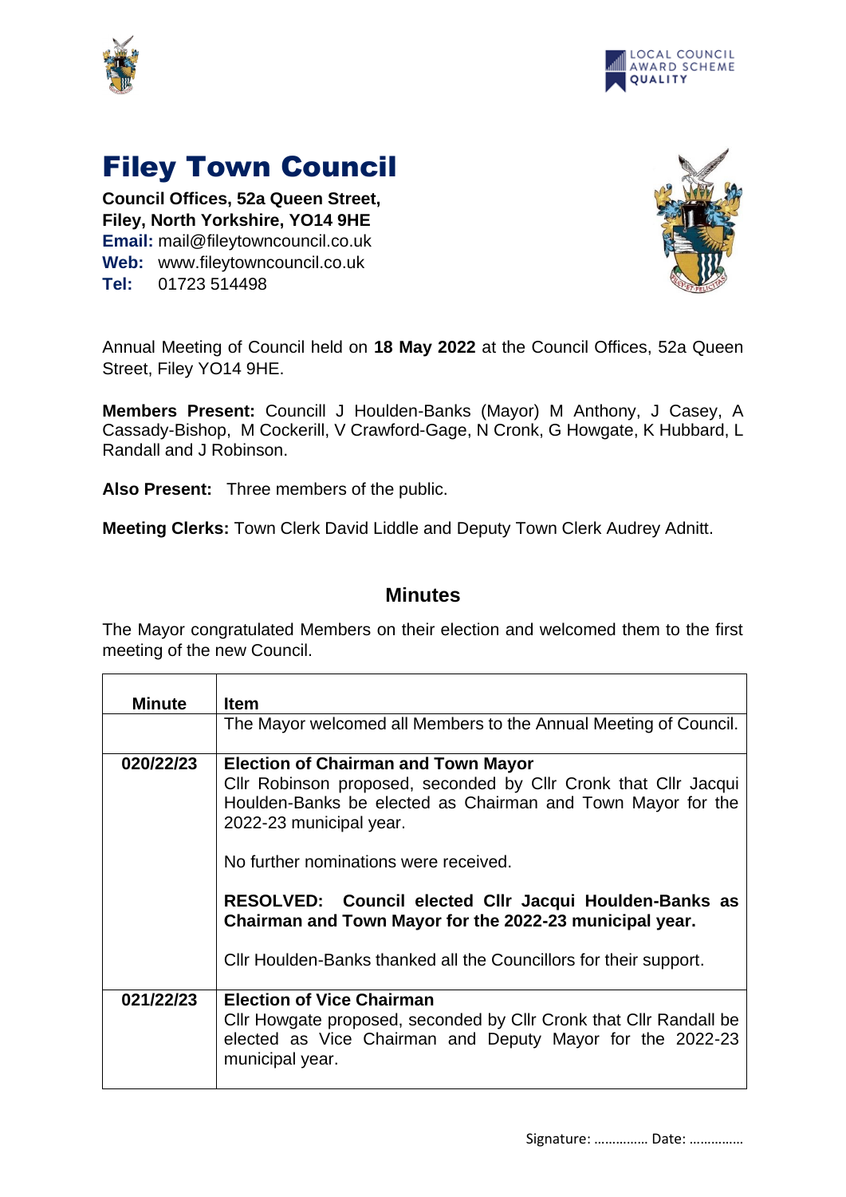# Filey Town Council

**Council Offices, 52a Queen Street,**
**Filey, North Yorkshire, YO14 9HE**
**Email:** mail@fileytowncouncil.co.uk
**Web:** www.fileytowncouncil.co.uk
**Tel:** 01723 514498

Annual Meeting of Council held on **18 May 2022** at the Council Offices, 52a Queen Street, Filey YO14 9HE.

**Members Present:** Councill J Houlden-Banks (Mayor) M Anthony, J Casey, A Cassady-Bishop, M Cockerill, V Crawford-Gage, N Cronk, G Howgate, K Hubbard, L Randall and J Robinson.

**Also Present:** Three members of the public.

**Meeting Clerks:** Town Clerk David Liddle and Deputy Town Clerk Audrey Adnitt.

## Minutes

The Mayor congratulated Members on their election and welcomed them to the first meeting of the new Council.

| Minute | Item |
|---|---|
| | The Mayor welcomed all Members to the Annual Meeting of Council. |
| 020/22/23 | **Election of Chairman and Town Mayor**<br>Cllr Robinson proposed, seconded by Cllr Cronk that Cllr Jacqui Houlden-Banks be elected as Chairman and Town Mayor for the 2022-23 municipal year.<br><br>No further nominations were received.<br><br>**RESOLVED: Council elected Cllr Jacqui Houlden-Banks as Chairman and Town Mayor for the 2022-23 municipal year.**<br><br>Cllr Houlden-Banks thanked all the Councillors for their support. |
| 021/22/23 | **Election of Vice Chairman**<br>Cllr Howgate proposed, seconded by Cllr Cronk that Cllr Randall be elected as Vice Chairman and Deputy Mayor for the 2022-23 municipal year. |

Signature: …………… Date: ……………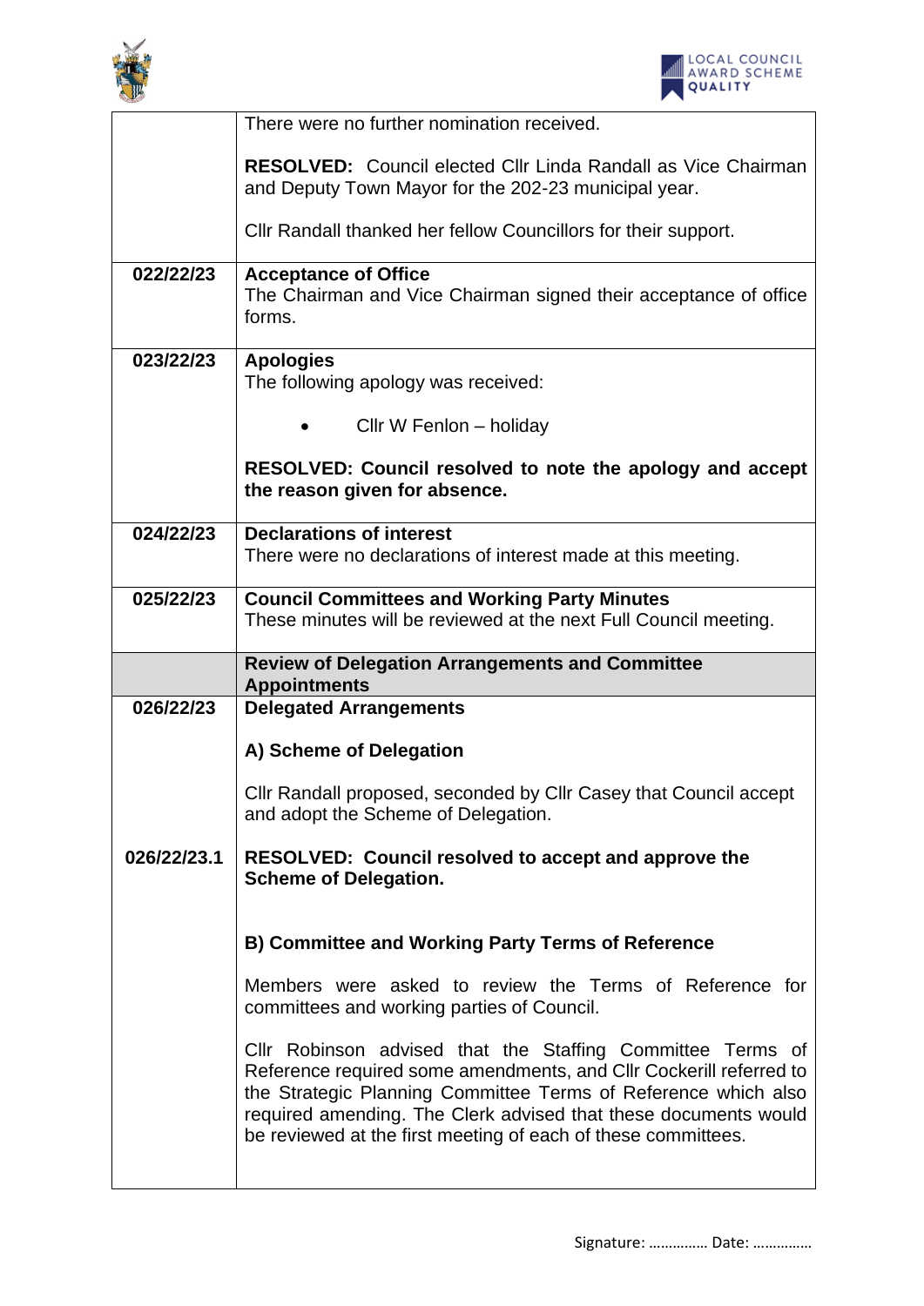| | |
|---|---|
| | There were no further nomination received.<br><br>**RESOLVED:** Council elected Cllr Linda Randall as Vice Chairman and Deputy Town Mayor for the 202-23 municipal year.<br><br>Cllr Randall thanked her fellow Councillors for their support. |
| **022/22/23** | **Acceptance of Office**<br>The Chairman and Vice Chairman signed their acceptance of office forms. |
| **023/22/23** | **Apologies**<br>The following apology was received:<br><br>• Cllr W Fenlon – holiday<br><br>**RESOLVED: Council resolved to note the apology and accept the reason given for absence.** |
| **024/22/23** | **Declarations of interest**<br>There were no declarations of interest made at this meeting. |
| **025/22/23** | **Council Committees and Working Party Minutes**<br>These minutes will be reviewed at the next Full Council meeting. |
| | **Review of Delegation Arrangements and Committee Appointments** |
| **026/22/23** | **Delegated Arrangements**<br><br>**A) Scheme of Delegation**<br><br>Cllr Randall proposed, seconded by Cllr Casey that Council accept and adopt the Scheme of Delegation. |
| **026/22/23.1** | **RESOLVED: Council resolved to accept and approve the Scheme of Delegation.**<br><br>**B) Committee and Working Party Terms of Reference**<br><br>Members were asked to review the Terms of Reference for committees and working parties of Council.<br><br>Cllr Robinson advised that the Staffing Committee Terms of Reference required some amendments, and Cllr Cockerill referred to the Strategic Planning Committee Terms of Reference which also required amending. The Clerk advised that these documents would be reviewed at the first meeting of each of these committees. |

Signature: …………… Date: ……………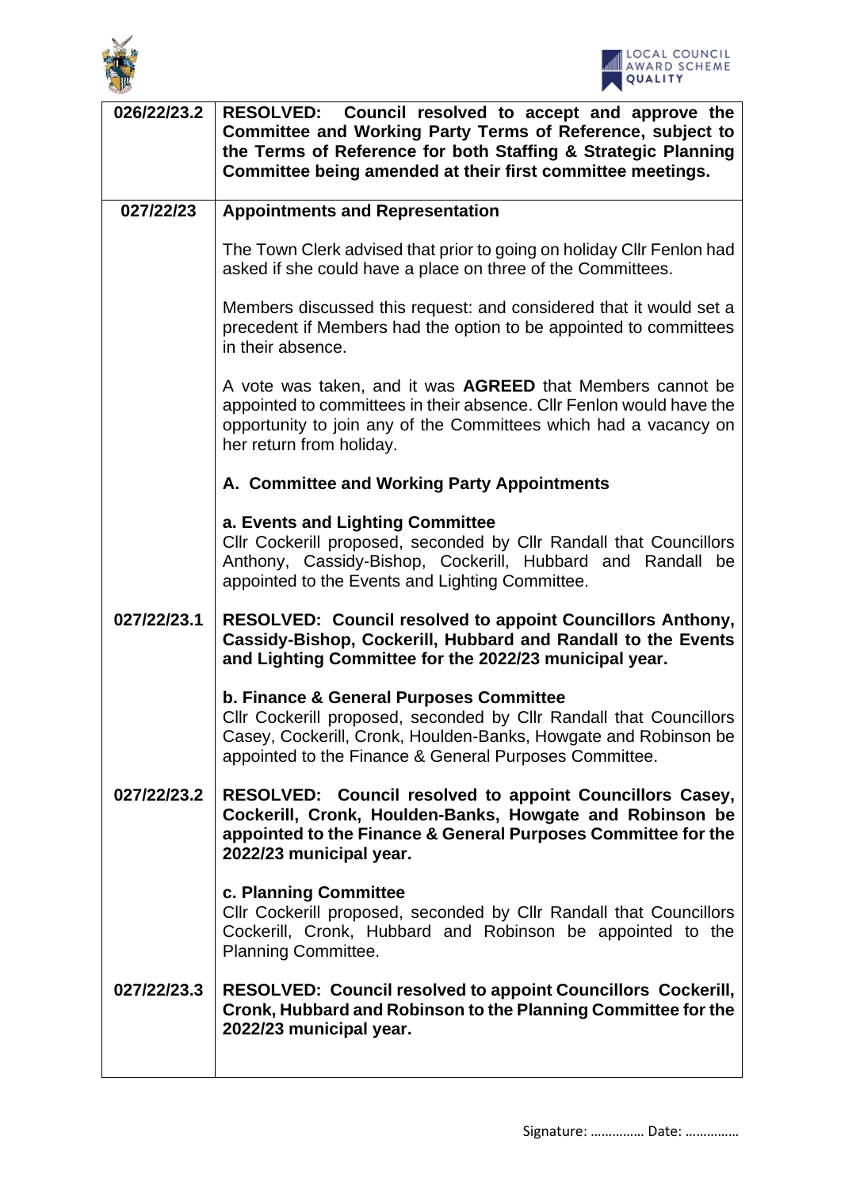| | |
|---|---|
| 026/22/23.2 | **RESOLVED: Council resolved to accept and approve the Committee and Working Party Terms of Reference, subject to the Terms of Reference for both Staffing & Strategic Planning Committee being amended at their first committee meetings.** |
| 027/22/23 | **Appointments and Representation**<br><br>The Town Clerk advised that prior to going on holiday Cllr Fenlon had asked if she could have a place on three of the Committees.<br><br>Members discussed this request: and considered that it would set a precedent if Members had the option to be appointed to committees in their absence.<br><br>A vote was taken, and it was **AGREED** that Members cannot be appointed to committees in their absence. Cllr Fenlon would have the opportunity to join any of the Committees which had a vacancy on her return from holiday.<br><br>**A. Committee and Working Party Appointments**<br><br>**a. Events and Lighting Committee**<br>Cllr Cockerill proposed, seconded by Cllr Randall that Councillors Anthony, Cassidy-Bishop, Cockerill, Hubbard and Randall be appointed to the Events and Lighting Committee. |
| 027/22/23.1 | **RESOLVED: Council resolved to appoint Councillors Anthony, Cassidy-Bishop, Cockerill, Hubbard and Randall to the Events and Lighting Committee for the 2022/23 municipal year.**<br><br>**b. Finance & General Purposes Committee**<br>Cllr Cockerill proposed, seconded by Cllr Randall that Councillors Casey, Cockerill, Cronk, Houlden-Banks, Howgate and Robinson be appointed to the Finance & General Purposes Committee. |
| 027/22/23.2 | **RESOLVED: Council resolved to appoint Councillors Casey, Cockerill, Cronk, Houlden-Banks, Howgate and Robinson be appointed to the Finance & General Purposes Committee for the 2022/23 municipal year.**<br><br>**c. Planning Committee**<br>Cllr Cockerill proposed, seconded by Cllr Randall that Councillors Cockerill, Cronk, Hubbard and Robinson be appointed to the Planning Committee. |
| 027/22/23.3 | **RESOLVED: Council resolved to appoint Councillors Cockerill, Cronk, Hubbard and Robinson to the Planning Committee for the 2022/23 municipal year.** |

Signature: …………… Date: ……………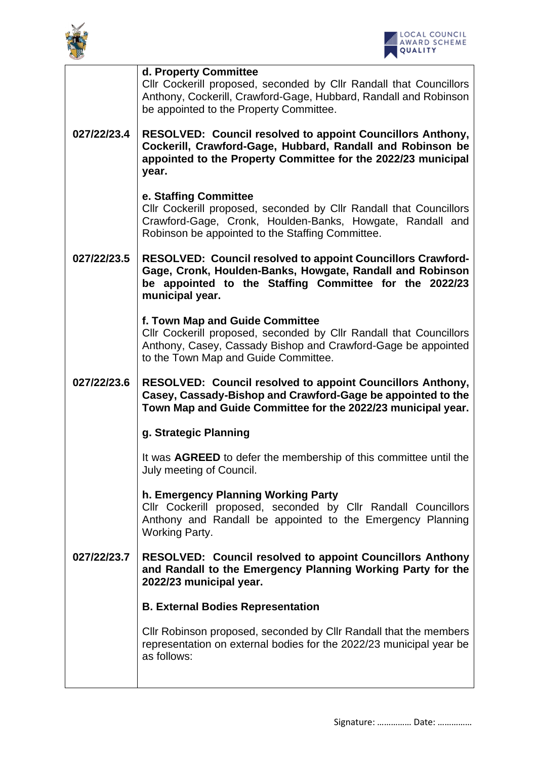| | |
|---|---|
| | **d. Property Committee**<br>Cllr Cockerill proposed, seconded by Cllr Randall that Councillors Anthony, Cockerill, Crawford-Gage, Hubbard, Randall and Robinson be appointed to the Property Committee. |
| **027/22/23.4** | **RESOLVED: Council resolved to appoint Councillors Anthony, Cockerill, Crawford-Gage, Hubbard, Randall and Robinson be appointed to the Property Committee for the 2022/23 municipal year.** |
| | **e. Staffing Committee**<br>Cllr Cockerill proposed, seconded by Cllr Randall that Councillors Crawford-Gage, Cronk, Houlden-Banks, Howgate, Randall and Robinson be appointed to the Staffing Committee. |
| **027/22/23.5** | **RESOLVED: Council resolved to appoint Councillors Crawford-Gage, Cronk, Houlden-Banks, Howgate, Randall and Robinson be appointed to the Staffing Committee for the 2022/23 municipal year.** |
| | **f. Town Map and Guide Committee**<br>Cllr Cockerill proposed, seconded by Cllr Randall that Councillors Anthony, Casey, Cassady Bishop and Crawford-Gage be appointed to the Town Map and Guide Committee. |
| **027/22/23.6** | **RESOLVED: Council resolved to appoint Councillors Anthony, Casey, Cassady-Bishop and Crawford-Gage be appointed to the Town Map and Guide Committee for the 2022/23 municipal year.** |
| | **g. Strategic Planning**<br><br>It was **AGREED** to defer the membership of this committee until the July meeting of Council. |
| | **h. Emergency Planning Working Party**<br>Cllr Cockerill proposed, seconded by Cllr Randall Councillors Anthony and Randall be appointed to the Emergency Planning Working Party. |
| **027/22/23.7** | **RESOLVED: Council resolved to appoint Councillors Anthony and Randall to the Emergency Planning Working Party for the 2022/23 municipal year.** |
| | **B. External Bodies Representation**<br><br>Cllr Robinson proposed, seconded by Cllr Randall that the members representation on external bodies for the 2022/23 municipal year be as follows: |

Signature: …………… Date: ……………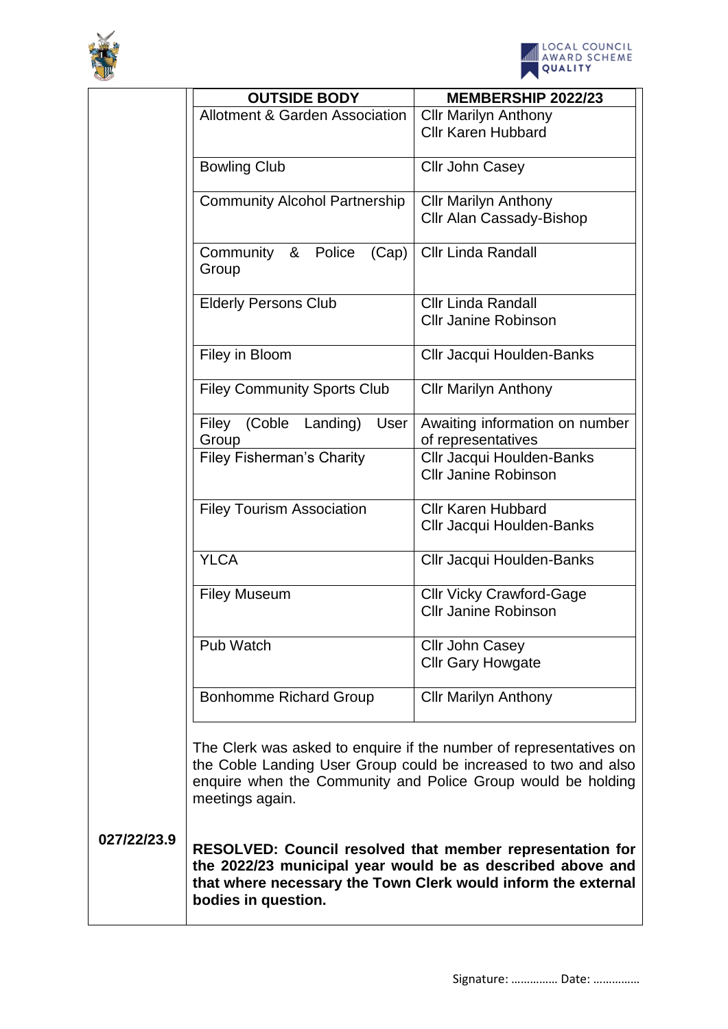| OUTSIDE BODY | MEMBERSHIP 2022/23 |
|---|---|
| Allotment & Garden Association | Cllr Marilyn Anthony<br>Cllr Karen Hubbard |
| Bowling Club | Cllr John Casey |
| Community Alcohol Partnership | Cllr Marilyn Anthony<br>Cllr Alan Cassady-Bishop |
| Community & Police (Cap) Group | Cllr Linda Randall |
| Elderly Persons Club | Cllr Linda Randall<br>Cllr Janine Robinson |
| Filey in Bloom | Cllr Jacqui Houlden-Banks |
| Filey Community Sports Club | Cllr Marilyn Anthony |
| Filey (Coble Landing) User Group | Awaiting information on number of representatives |
| Filey Fisherman's Charity | Cllr Jacqui Houlden-Banks<br>Cllr Janine Robinson |
| Filey Tourism Association | Cllr Karen Hubbard<br>Cllr Jacqui Houlden-Banks |
| YLCA | Cllr Jacqui Houlden-Banks |
| Filey Museum | Cllr Vicky Crawford-Gage<br>Cllr Janine Robinson |
| Pub Watch | Cllr John Casey<br>Cllr Gary Howgate |
| Bonhomme Richard Group | Cllr Marilyn Anthony |

The Clerk was asked to enquire if the number of representatives on the Coble Landing User Group could be increased to two and also enquire when the Community and Police Group would be holding meetings again.

027/22/23.9

**RESOLVED: Council resolved that member representation for the 2022/23 municipal year would be as described above and that where necessary the Town Clerk would inform the external bodies in question.**

Signature: …………… Date: ……………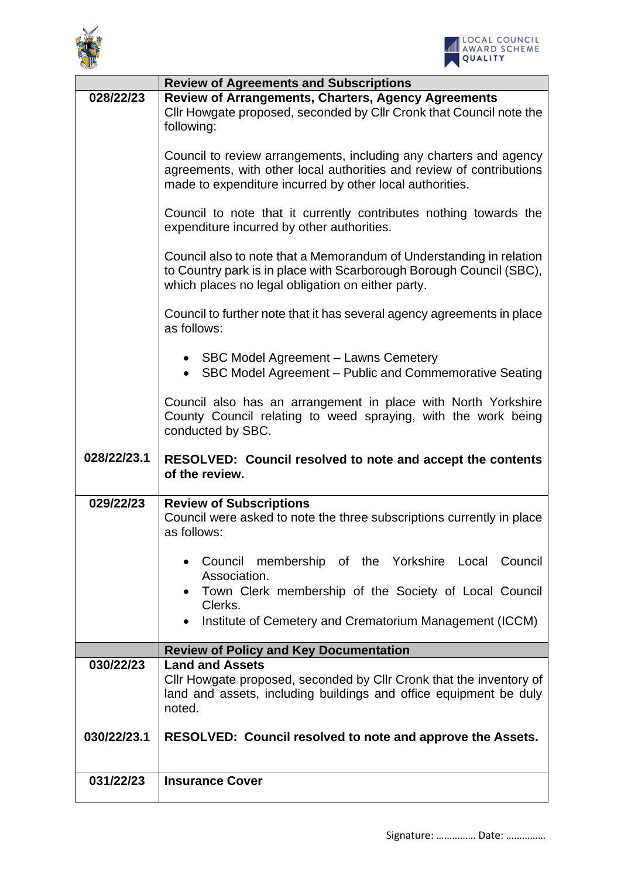| | Review of Agreements and Subscriptions |
|---|---|
| **028/22/23** | **Review of Arrangements, Charters, Agency Agreements**<br>Cllr Howgate proposed, seconded by Cllr Cronk that Council note the following:<br><br>Council to review arrangements, including any charters and agency agreements, with other local authorities and review of contributions made to expenditure incurred by other local authorities.<br><br>Council to note that it currently contributes nothing towards the expenditure incurred by other authorities.<br><br>Council also to note that a Memorandum of Understanding in relation to Country park is in place with Scarborough Borough Council (SBC), which places no legal obligation on either party.<br><br>Council to further note that it has several agency agreements in place as follows:<br><br>• SBC Model Agreement – Lawns Cemetery<br>• SBC Model Agreement – Public and Commemorative Seating<br><br>Council also has an arrangement in place with North Yorkshire County Council relating to weed spraying, with the work being conducted by SBC. |
| **028/22/23.1** | **RESOLVED: Council resolved to note and accept the contents of the review.** |
| **029/22/23** | **Review of Subscriptions**<br>Council were asked to note the three subscriptions currently in place as follows:<br><br>• Council membership of the Yorkshire Local Council Association.<br>• Town Clerk membership of the Society of Local Council Clerks.<br>• Institute of Cemetery and Crematorium Management (ICCM) |
| | **Review of Policy and Key Documentation** |
| **030/22/23** | **Land and Assets**<br>Cllr Howgate proposed, seconded by Cllr Cronk that the inventory of land and assets, including buildings and office equipment be duly noted. |
| **030/22/23.1** | **RESOLVED: Council resolved to note and approve the Assets.** |
| **031/22/23** | **Insurance Cover** |

Signature: …………… Date: ……………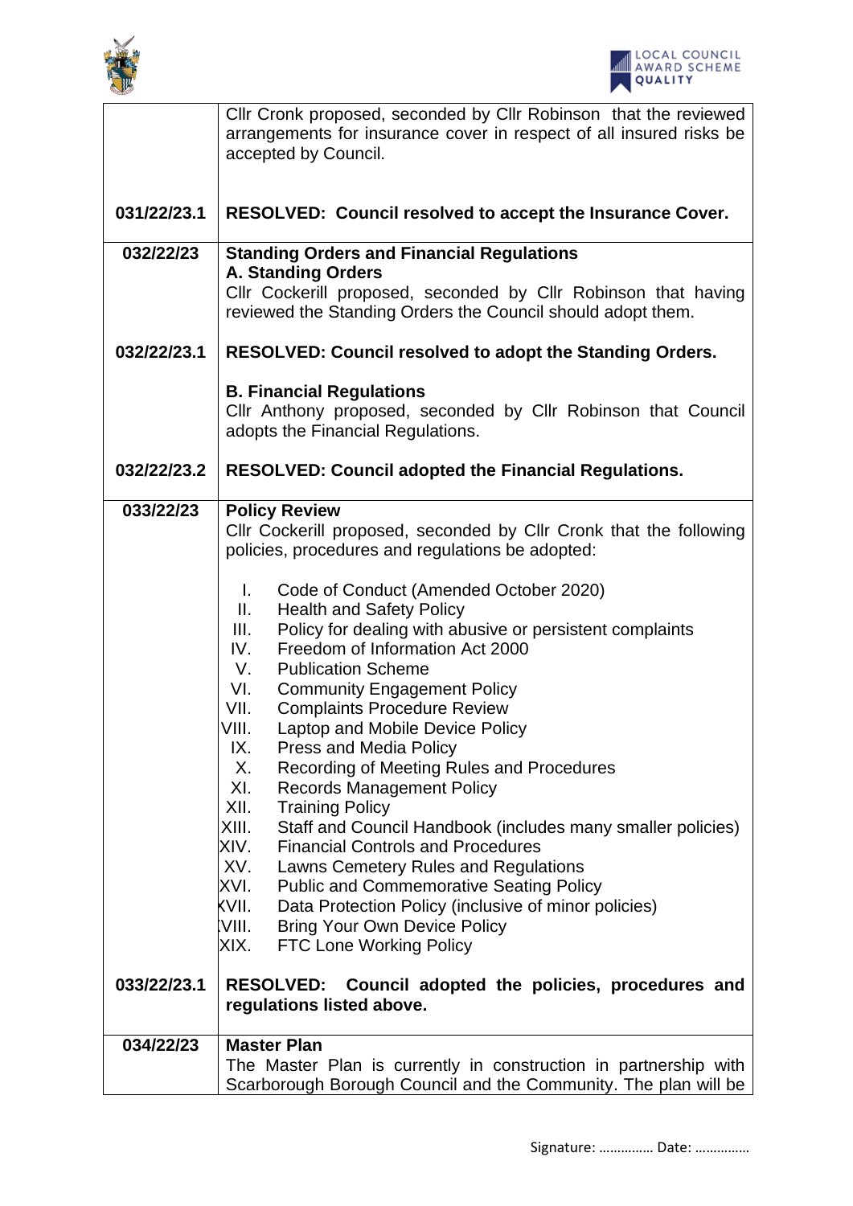| | |
|---|---|
| | Cllr Cronk proposed, seconded by Cllr Robinson that the reviewed arrangements for insurance cover in respect of all insured risks be accepted by Council. |
| **031/22/23.1** | **RESOLVED: Council resolved to accept the Insurance Cover.** |
| **032/22/23** | **Standing Orders and Financial Regulations**<br>**A. Standing Orders**<br>Cllr Cockerill proposed, seconded by Cllr Robinson that having reviewed the Standing Orders the Council should adopt them. |
| **032/22/23.1** | **RESOLVED: Council resolved to adopt the Standing Orders.**<br><br>**B. Financial Regulations**<br>Cllr Anthony proposed, seconded by Cllr Robinson that Council adopts the Financial Regulations. |
| **032/22/23.2** | **RESOLVED: Council adopted the Financial Regulations.** |
| **033/22/23** | **Policy Review**<br>Cllr Cockerill proposed, seconded by Cllr Cronk that the following policies, procedures and regulations be adopted:<br><br>I. Code of Conduct (Amended October 2020)<br>II. Health and Safety Policy<br>III. Policy for dealing with abusive or persistent complaints<br>IV. Freedom of Information Act 2000<br>V. Publication Scheme<br>VI. Community Engagement Policy<br>VII. Complaints Procedure Review<br>VIII. Laptop and Mobile Device Policy<br>IX. Press and Media Policy<br>X. Recording of Meeting Rules and Procedures<br>XI. Records Management Policy<br>XII. Training Policy<br>XIII. Staff and Council Handbook (includes many smaller policies)<br>XIV. Financial Controls and Procedures<br>XV. Lawns Cemetery Rules and Regulations<br>XVI. Public and Commemorative Seating Policy<br>XVII. Data Protection Policy (inclusive of minor policies)<br>XVIII. Bring Your Own Device Policy<br>XIX. FTC Lone Working Policy |
| **033/22/23.1** | **RESOLVED: Council adopted the policies, procedures and regulations listed above.** |
| **034/22/23** | **Master Plan**<br>The Master Plan is currently in construction in partnership with Scarborough Borough Council and the Community. The plan will be |

Signature: …………… Date: ……………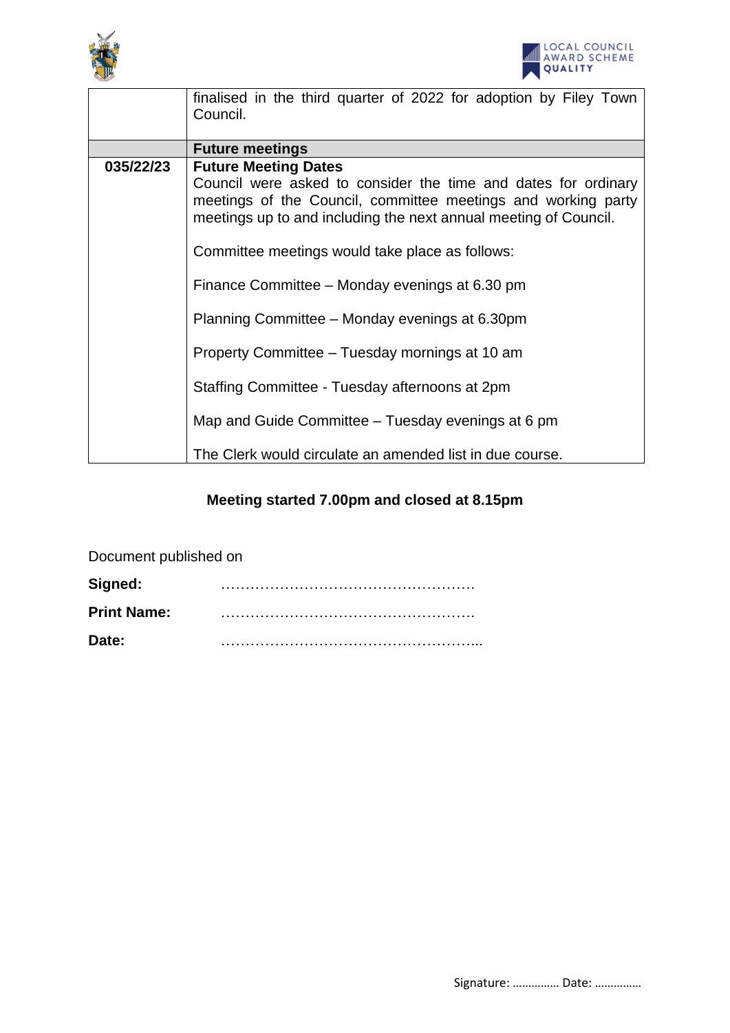| | |
|---|---|
| | finalised in the third quarter of 2022 for adoption by Filey Town Council. |
| | **Future meetings** |
| **035/22/23** | **Future Meeting Dates**<br>Council were asked to consider the time and dates for ordinary meetings of the Council, committee meetings and working party meetings up to and including the next annual meeting of Council.<br><br>Committee meetings would take place as follows:<br><br>Finance Committee – Monday evenings at 6.30 pm<br><br>Planning Committee – Monday evenings at 6.30pm<br><br>Property Committee – Tuesday mornings at 10 am<br><br>Staffing Committee - Tuesday afternoons at 2pm<br><br>Map and Guide Committee – Tuesday evenings at 6 pm<br><br>The Clerk would circulate an amended list in due course. |

**Meeting started 7.00pm and closed at 8.15pm**

Document published on

**Signed:** …………………………………………….

**Print Name:** …………………………………………….

**Date:** ……………………………………………..

Signature: …………… Date: ……………